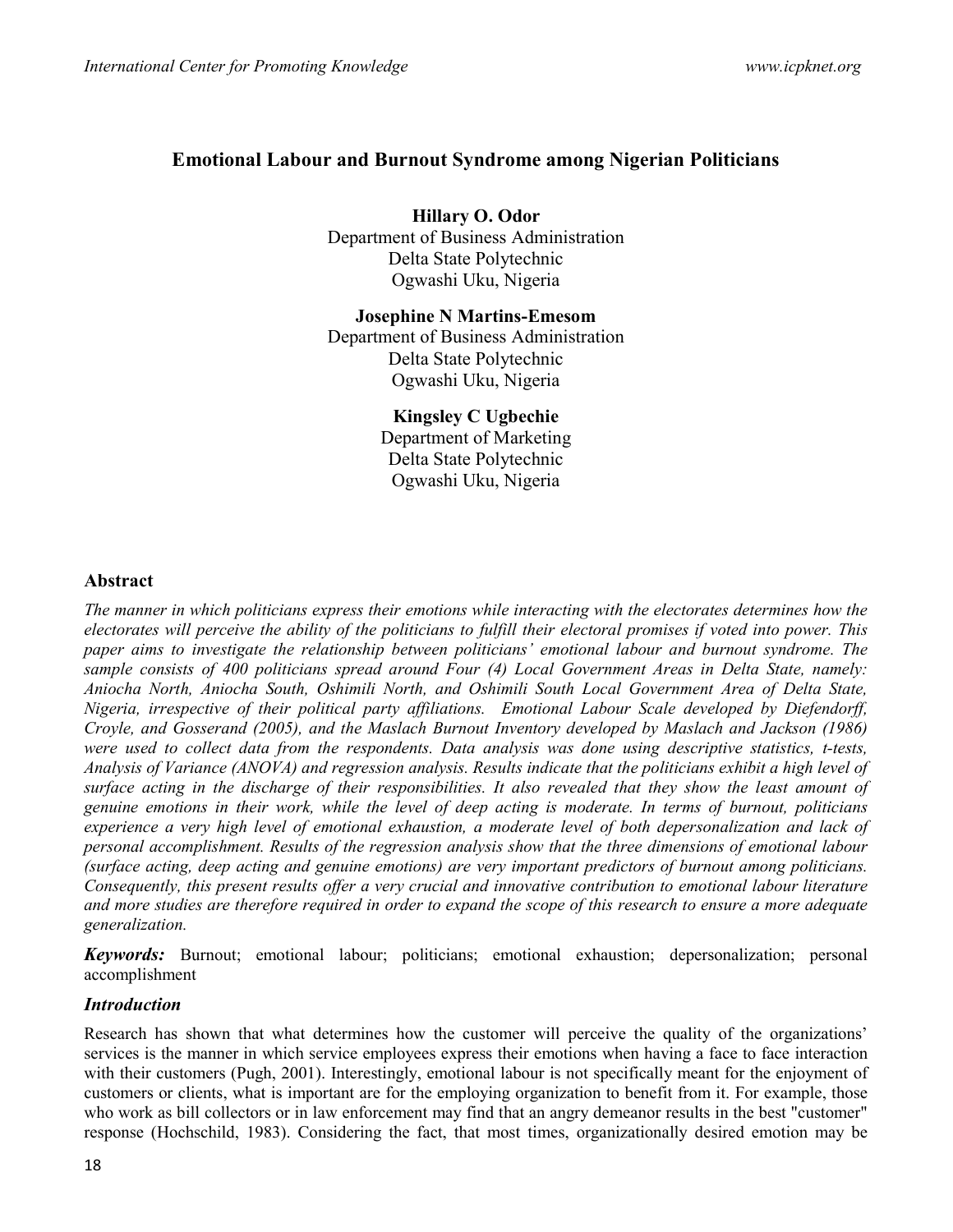# Emotional Labour and Burnout Syndrome among Nigerian Politicians

**Hillary O. Odor**
Department of Business Administration
Delta State Polytechnic
Ogwashi Uku, Nigeria

**Josephine N Martins-Emesom**
Department of Business Administration
Delta State Polytechnic
Ogwashi Uku, Nigeria

**Kingsley C Ugbechie**
Department of Marketing
Delta State Polytechnic
Ogwashi Uku, Nigeria

## Abstract

*The manner in which politicians express their emotions while interacting with the electorates determines how the electorates will perceive the ability of the politicians to fulfill their electoral promises if voted into power. This paper aims to investigate the relationship between politicians' emotional labour and burnout syndrome. The sample consists of 400 politicians spread around Four (4) Local Government Areas in Delta State, namely: Aniocha North, Aniocha South, Oshimili North, and Oshimili South Local Government Area of Delta State, Nigeria, irrespective of their political party affiliations. Emotional Labour Scale developed by Diefendorff, Croyle, and Gosserand (2005), and the Maslach Burnout Inventory developed by Maslach and Jackson (1986) were used to collect data from the respondents. Data analysis was done using descriptive statistics, t-tests, Analysis of Variance (ANOVA) and regression analysis. Results indicate that the politicians exhibit a high level of surface acting in the discharge of their responsibilities. It also revealed that they show the least amount of genuine emotions in their work, while the level of deep acting is moderate. In terms of burnout, politicians experience a very high level of emotional exhaustion, a moderate level of both depersonalization and lack of personal accomplishment. Results of the regression analysis show that the three dimensions of emotional labour (surface acting, deep acting and genuine emotions) are very important predictors of burnout among politicians. Consequently, this present results offer a very crucial and innovative contribution to emotional labour literature and more studies are therefore required in order to expand the scope of this research to ensure a more adequate generalization.*

***Keywords:*** Burnout; emotional labour; politicians; emotional exhaustion; depersonalization; personal accomplishment

## *Introduction*

Research has shown that what determines how the customer will perceive the quality of the organizations' services is the manner in which service employees express their emotions when having a face to face interaction with their customers (Pugh, 2001). Interestingly, emotional labour is not specifically meant for the enjoyment of customers or clients, what is important are for the employing organization to benefit from it. For example, those who work as bill collectors or in law enforcement may find that an angry demeanor results in the best "customer" response (Hochschild, 1983). Considering the fact, that most times, organizationally desired emotion may be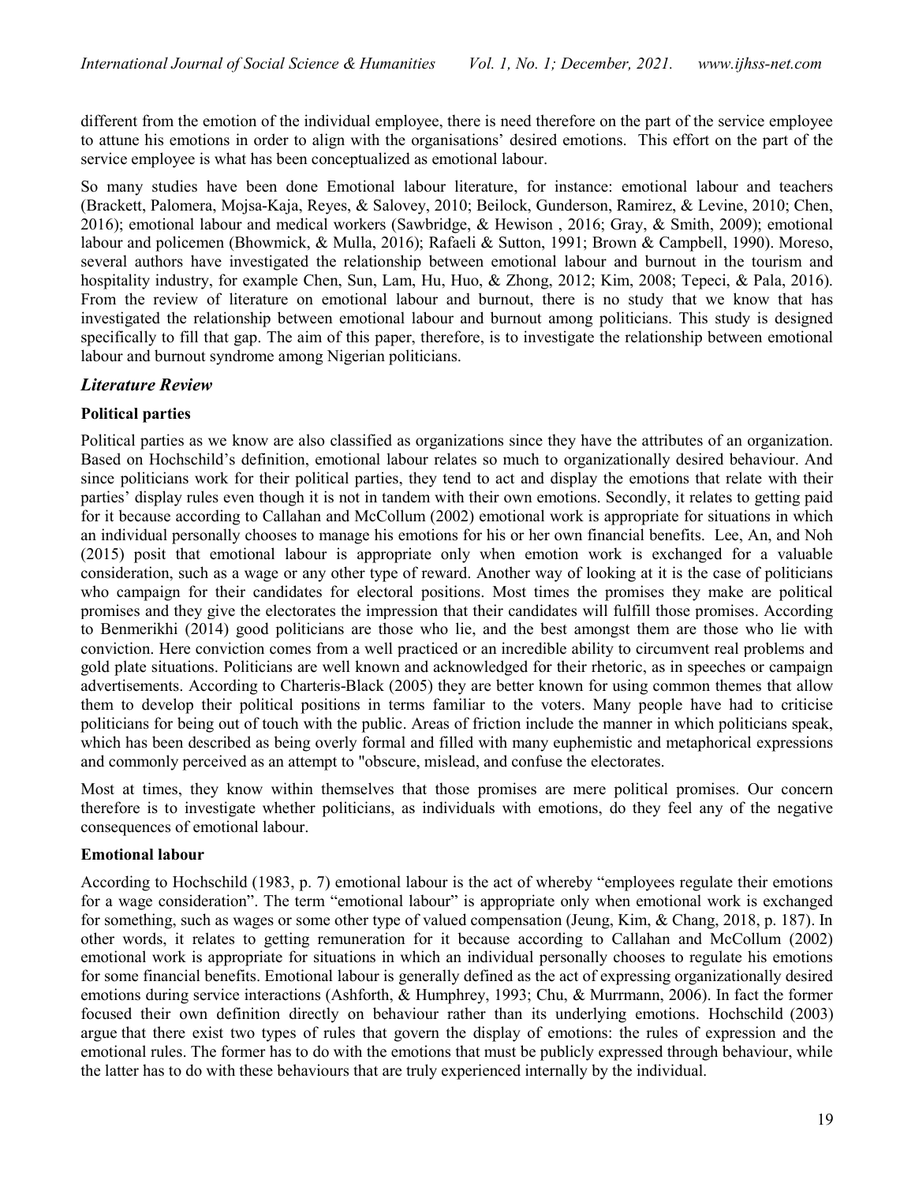different from the emotion of the individual employee, there is need therefore on the part of the service employee to attune his emotions in order to align with the organisations' desired emotions. This effort on the part of the service employee is what has been conceptualized as emotional labour.

So many studies have been done Emotional labour literature, for instance: emotional labour and teachers (Brackett, Palomera, Mojsa-Kaja, Reyes, & Salovey, 2010; Beilock, Gunderson, Ramirez, & Levine, 2010; Chen, 2016); emotional labour and medical workers (Sawbridge, & Hewison , 2016; Gray, & Smith, 2009); emotional labour and policemen (Bhowmick, & Mulla, 2016); Rafaeli & Sutton, 1991; Brown & Campbell, 1990). Moreso, several authors have investigated the relationship between emotional labour and burnout in the tourism and hospitality industry, for example Chen, Sun, Lam, Hu, Huo, & Zhong, 2012; Kim, 2008; Tepeci, & Pala, 2016). From the review of literature on emotional labour and burnout, there is no study that we know that has investigated the relationship between emotional labour and burnout among politicians. This study is designed specifically to fill that gap. The aim of this paper, therefore, is to investigate the relationship between emotional labour and burnout syndrome among Nigerian politicians.

## *Literature Review*

### Political parties

Political parties as we know are also classified as organizations since they have the attributes of an organization. Based on Hochschild's definition, emotional labour relates so much to organizationally desired behaviour. And since politicians work for their political parties, they tend to act and display the emotions that relate with their parties' display rules even though it is not in tandem with their own emotions. Secondly, it relates to getting paid for it because according to Callahan and McCollum (2002) emotional work is appropriate for situations in which an individual personally chooses to manage his emotions for his or her own financial benefits. Lee, An, and Noh (2015) posit that emotional labour is appropriate only when emotion work is exchanged for a valuable consideration, such as a wage or any other type of reward. Another way of looking at it is the case of politicians who campaign for their candidates for electoral positions. Most times the promises they make are political promises and they give the electorates the impression that their candidates will fulfill those promises. According to Benmerikhi (2014) good politicians are those who lie, and the best amongst them are those who lie with conviction. Here conviction comes from a well practiced or an incredible ability to circumvent real problems and gold plate situations. Politicians are well known and acknowledged for their rhetoric, as in speeches or campaign advertisements. According to Charteris-Black (2005) they are better known for using common themes that allow them to develop their political positions in terms familiar to the voters. Many people have had to criticise politicians for being out of touch with the public. Areas of friction include the manner in which politicians speak, which has been described as being overly formal and filled with many euphemistic and metaphorical expressions and commonly perceived as an attempt to "obscure, mislead, and confuse the electorates.

Most at times, they know within themselves that those promises are mere political promises. Our concern therefore is to investigate whether politicians, as individuals with emotions, do they feel any of the negative consequences of emotional labour.

### Emotional labour

According to Hochschild (1983, p. 7) emotional labour is the act of whereby "employees regulate their emotions for a wage consideration". The term "emotional labour" is appropriate only when emotional work is exchanged for something, such as wages or some other type of valued compensation (Jeung, Kim, & Chang, 2018, p. 187). In other words, it relates to getting remuneration for it because according to Callahan and McCollum (2002) emotional work is appropriate for situations in which an individual personally chooses to regulate his emotions for some financial benefits. Emotional labour is generally defined as the act of expressing organizationally desired emotions during service interactions (Ashforth, & Humphrey, 1993; Chu, & Murrmann, 2006). In fact the former focused their own definition directly on behaviour rather than its underlying emotions. Hochschild (2003) argue that there exist two types of rules that govern the display of emotions: the rules of expression and the emotional rules. The former has to do with the emotions that must be publicly expressed through behaviour, while the latter has to do with these behaviours that are truly experienced internally by the individual.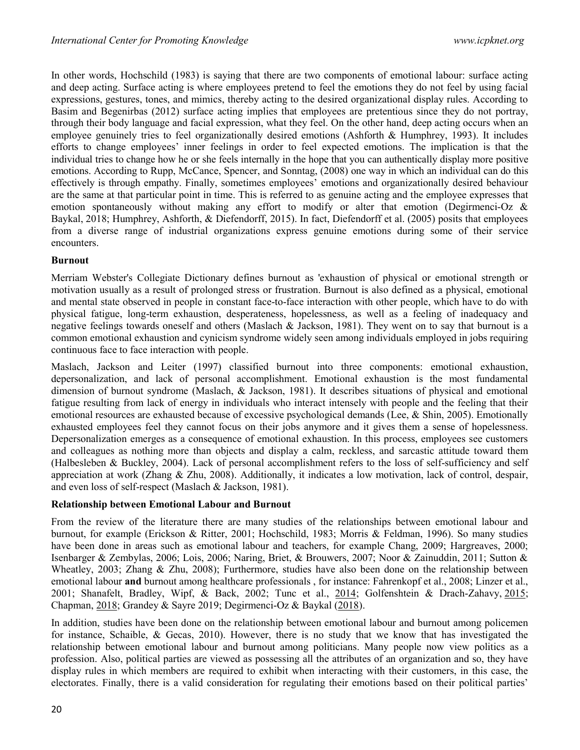In other words, Hochschild (1983) is saying that there are two components of emotional labour: surface acting and deep acting. Surface acting is where employees pretend to feel the emotions they do not feel by using facial expressions, gestures, tones, and mimics, thereby acting to the desired organizational display rules. According to Basim and Begenirbas (2012) surface acting implies that employees are pretentious since they do not portray, through their body language and facial expression, what they feel. On the other hand, deep acting occurs when an employee genuinely tries to feel organizationally desired emotions (Ashforth & Humphrey, 1993). It includes efforts to change employees' inner feelings in order to feel expected emotions. The implication is that the individual tries to change how he or she feels internally in the hope that you can authentically display more positive emotions. According to Rupp, McCance, Spencer, and Sonntag, (2008) one way in which an individual can do this effectively is through empathy. Finally, sometimes employees' emotions and organizationally desired behaviour are the same at that particular point in time. This is referred to as genuine acting and the employee expresses that emotion spontaneously without making any effort to modify or alter that emotion (Degirmenci-Oz & Baykal, 2018; Humphrey, Ashforth, & Diefendorff, 2015). In fact, Diefendorff et al. (2005) posits that employees from a diverse range of industrial organizations express genuine emotions during some of their service encounters.

### Burnout

Merriam Webster's Collegiate Dictionary defines burnout as 'exhaustion of physical or emotional strength or motivation usually as a result of prolonged stress or frustration. Burnout is also defined as a physical, emotional and mental state observed in people in constant face-to-face interaction with other people, which have to do with physical fatigue, long-term exhaustion, desperateness, hopelessness, as well as a feeling of inadequacy and negative feelings towards oneself and others (Maslach & Jackson, 1981). They went on to say that burnout is a common emotional exhaustion and cynicism syndrome widely seen among individuals employed in jobs requiring continuous face to face interaction with people.

Maslach, Jackson and Leiter (1997) classified burnout into three components: emotional exhaustion, depersonalization, and lack of personal accomplishment. Emotional exhaustion is the most fundamental dimension of burnout syndrome (Maslach, & Jackson, 1981). It describes situations of physical and emotional fatigue resulting from lack of energy in individuals who interact intensely with people and the feeling that their emotional resources are exhausted because of excessive psychological demands (Lee, & Shin, 2005). Emotionally exhausted employees feel they cannot focus on their jobs anymore and it gives them a sense of hopelessness. Depersonalization emerges as a consequence of emotional exhaustion. In this process, employees see customers and colleagues as nothing more than objects and display a calm, reckless, and sarcastic attitude toward them (Halbesleben & Buckley, 2004). Lack of personal accomplishment refers to the loss of self-sufficiency and self appreciation at work (Zhang & Zhu, 2008). Additionally, it indicates a low motivation, lack of control, despair, and even loss of self-respect (Maslach & Jackson, 1981).

### Relationship between Emotional Labour and Burnout

From the review of the literature there are many studies of the relationships between emotional labour and burnout, for example (Erickson & Ritter, 2001; Hochschild, 1983; Morris & Feldman, 1996). So many studies have been done in areas such as emotional labour and teachers, for example Chang, 2009; Hargreaves, 2000; Isenbarger & Zembylas, 2006; Lois, 2006; Naring, Briet, & Brouwers, 2007; Noor & Zainuddin, 2011; Sutton & Wheatley, 2003; Zhang & Zhu, 2008); Furthermore, studies have also been done on the relationship between emotional labour **and** burnout among healthcare professionals , for instance: Fahrenkopf et al., 2008; Linzer et al., 2001; Shanafelt, Bradley, Wipf, & Back, 2002; Tunc et al., 2014; Golfenshtein & Drach-Zahavy, 2015; Chapman, 2018; Grandey & Sayre 2019; Degirmenci-Oz & Baykal (2018).

In addition, studies have been done on the relationship between emotional labour and burnout among policemen for instance, Schaible, & Gecas, 2010). However, there is no study that we know that has investigated the relationship between emotional labour and burnout among politicians. Many people now view politics as a profession. Also, political parties are viewed as possessing all the attributes of an organization and so, they have display rules in which members are required to exhibit when interacting with their customers, in this case, the electorates. Finally, there is a valid consideration for regulating their emotions based on their political parties'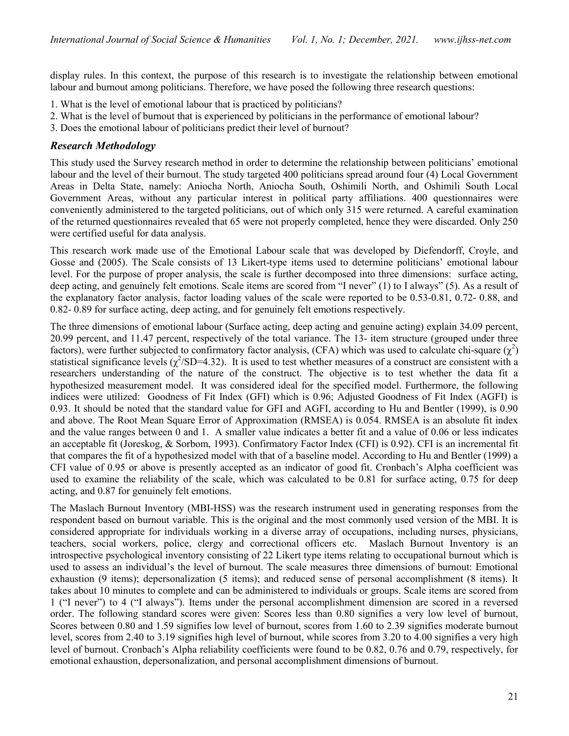display rules. In this context, the purpose of this research is to investigate the relationship between emotional labour and burnout among politicians. Therefore, we have posed the following three research questions:

1. What is the level of emotional labour that is practiced by politicians?
2. What is the level of burnout that is experienced by politicians in the performance of emotional labour?
3. Does the emotional labour of politicians predict their level of burnout?

### *Research Methodology*

This study used the Survey research method in order to determine the relationship between politicians' emotional labour and the level of their burnout. The study targeted 400 politicians spread around four (4) Local Government Areas in Delta State, namely: Aniocha North, Aniocha South, Oshimili North, and Oshimili South Local Government Areas, without any particular interest in political party affiliations. 400 questionnaires were conveniently administered to the targeted politicians, out of which only 315 were returned. A careful examination of the returned questionnaires revealed that 65 were not properly completed, hence they were discarded. Only 250 were certified useful for data analysis.

This research work made use of the Emotional Labour scale that was developed by Diefendorff, Croyle, and Gosse and (2005). The Scale consists of 13 Likert-type items used to determine politicians' emotional labour level. For the purpose of proper analysis, the scale is further decomposed into three dimensions: surface acting, deep acting, and genuinely felt emotions. Scale items are scored from "I never" (1) to I always" (5). As a result of the explanatory factor analysis, factor loading values of the scale were reported to be 0.53-0.81, 0.72- 0.88, and 0.82- 0.89 for surface acting, deep acting, and for genuinely felt emotions respectively.

The three dimensions of emotional labour (Surface acting, deep acting and genuine acting) explain 34.09 percent, 20.99 percent, and 11.47 percent, respectively of the total variance. The 13- item structure (grouped under three factors), were further subjected to confirmatory factor analysis, (CFA) which was used to calculate chi-square ($\chi^2$) statistical significance levels ($\chi^2$/SD=4.32). It is used to test whether measures of a construct are consistent with a researchers understanding of the nature of the construct. The objective is to test whether the data fit a hypothesized measurement model. It was considered ideal for the specified model. Furthermore, the following indices were utilized: Goodness of Fit Index (GFI) which is 0.96; Adjusted Goodness of Fit Index (AGFI) is 0.93. It should be noted that the standard value for GFI and AGFI, according to Hu and Bentler (1999), is 0.90 and above. The Root Mean Square Error of Approximation (RMSEA) is 0.054. RMSEA is an absolute fit index and the value ranges between 0 and 1. A smaller value indicates a better fit and a value of 0.06 or less indicates an acceptable fit (Joreskog, & Sorbom, 1993). Confirmatory Factor Index (CFI) is 0.92). CFI is an incremental fit that compares the fit of a hypothesized model with that of a baseline model. According to Hu and Bentler (1999) a CFI value of 0.95 or above is presently accepted as an indicator of good fit. Cronbach's Alpha coefficient was used to examine the reliability of the scale, which was calculated to be 0.81 for surface acting, 0.75 for deep acting, and 0.87 for genuinely felt emotions.

The Maslach Burnout Inventory (MBI-HSS) was the research instrument used in generating responses from the respondent based on burnout variable. This is the original and the most commonly used version of the MBI. It is considered appropriate for individuals working in a diverse array of occupations, including nurses, physicians, teachers, social workers, police, clergy and correctional officers etc. Maslach Burnout Inventory is an introspective psychological inventory consisting of 22 Likert type items relating to occupational burnout which is used to assess an individual's the level of burnout. The scale measures three dimensions of burnout: Emotional exhaustion (9 items); depersonalization (5 items); and reduced sense of personal accomplishment (8 items). It takes about 10 minutes to complete and can be administered to individuals or groups. Scale items are scored from 1 ("I never") to 4 ("I always"). Items under the personal accomplishment dimension are scored in a reversed order. The following standard scores were given: Scores less than 0.80 signifies a very low level of burnout, Scores between 0.80 and 1.59 signifies low level of burnout, scores from 1.60 to 2.39 signifies moderate burnout level, scores from 2.40 to 3.19 signifies high level of burnout, while scores from 3.20 to 4.00 signifies a very high level of burnout. Cronbach's Alpha reliability coefficients were found to be 0.82, 0.76 and 0.79, respectively, for emotional exhaustion, depersonalization, and personal accomplishment dimensions of burnout.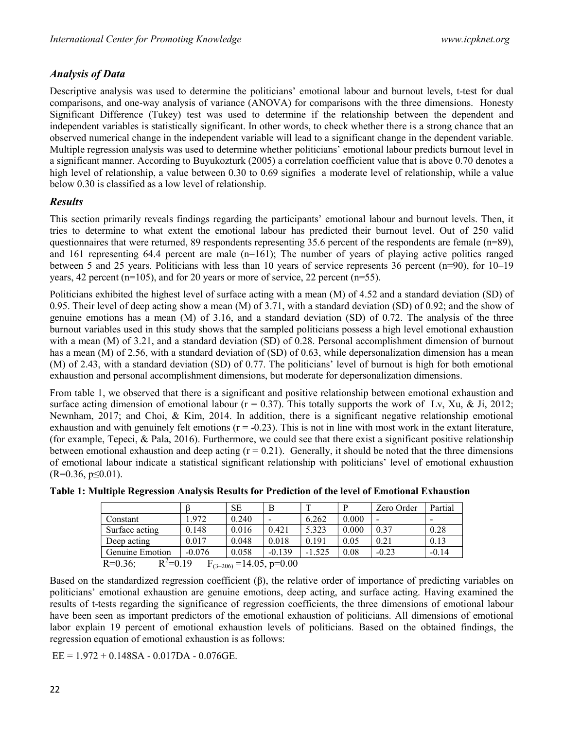### *Analysis of Data*

Descriptive analysis was used to determine the politicians' emotional labour and burnout levels, t-test for dual comparisons, and one-way analysis of variance (ANOVA) for comparisons with the three dimensions. Honesty Significant Difference (Tukey) test was used to determine if the relationship between the dependent and independent variables is statistically significant. In other words, to check whether there is a strong chance that an observed numerical change in the independent variable will lead to a significant change in the dependent variable. Multiple regression analysis was used to determine whether politicians' emotional labour predicts burnout level in a significant manner. According to Buyukozturk (2005) a correlation coefficient value that is above 0.70 denotes a high level of relationship, a value between 0.30 to 0.69 signifies a moderate level of relationship, while a value below 0.30 is classified as a low level of relationship.

### *Results*

This section primarily reveals findings regarding the participants' emotional labour and burnout levels. Then, it tries to determine to what extent the emotional labour has predicted their burnout level. Out of 250 valid questionnaires that were returned, 89 respondents representing 35.6 percent of the respondents are female (n=89), and 161 representing 64.4 percent are male (n=161); The number of years of playing active politics ranged between 5 and 25 years. Politicians with less than 10 years of service represents 36 percent (n=90), for 10–19 years, 42 percent (n=105), and for 20 years or more of service, 22 percent (n=55).

Politicians exhibited the highest level of surface acting with a mean (M) of 4.52 and a standard deviation (SD) of 0.95. Their level of deep acting show a mean (M) of 3.71, with a standard deviation (SD) of 0.92; and the show of genuine emotions has a mean (M) of 3.16, and a standard deviation (SD) of 0.72. The analysis of the three burnout variables used in this study shows that the sampled politicians possess a high level emotional exhaustion with a mean (M) of 3.21, and a standard deviation (SD) of 0.28. Personal accomplishment dimension of burnout has a mean (M) of 2.56, with a standard deviation of (SD) of 0.63, while depersonalization dimension has a mean (M) of 2.43, with a standard deviation (SD) of 0.77. The politicians' level of burnout is high for both emotional exhaustion and personal accomplishment dimensions, but moderate for depersonalization dimensions.

From table 1, we observed that there is a significant and positive relationship between emotional exhaustion and surface acting dimension of emotional labour ($r = 0.37$). This totally supports the work of Lv, Xu, & Ji, 2012; Newnham, 2017; and Choi, & Kim, 2014. In addition, there is a significant negative relationship emotional exhaustion and with genuinely felt emotions ($r = -0.23$). This is not in line with most work in the extant literature, (for example, Tepeci, & Pala, 2016). Furthermore, we could see that there exist a significant positive relationship between emotional exhaustion and deep acting ($r = 0.21$). Generally, it should be noted that the three dimensions of emotional labour indicate a statistical significant relationship with politicians' level of emotional exhaustion ($R=0.36$, $p \leq 0.01$).

**Table 1: Multiple Regression Analysis Results for Prediction of the level of Emotional Exhaustion**

| | β | SE | B | T | P | Zero Order | Partial |
|---|---|---|---|---|---|---|---|
| Constant | 1.972 | 0.240 | - | 6.262 | 0.000 | - | - |
| Surface acting | 0.148 | 0.016 | 0.421 | 5.323 | 0.000 | 0.37 | 0.28 |
| Deep acting | 0.017 | 0.048 | 0.018 | 0.191 | 0.05 | 0.21 | 0.13 |
| Genuine Emotion | -0.076 | 0.058 | -0.139 | -1.525 | 0.08 | -0.23 | -0.14 |

$R=0.36$; $R^2=0.19$ $F_{(3-206)}=14.05$, $p=0.00$

Based on the standardized regression coefficient (β), the relative order of importance of predicting variables on politicians' emotional exhaustion are genuine emotions, deep acting, and surface acting. Having examined the results of t-tests regarding the significance of regression coefficients, the three dimensions of emotional labour have been seen as important predictors of the emotional exhaustion of politicians. All dimensions of emotional labor explain 19 percent of emotional exhaustion levels of politicians. Based on the obtained findings, the regression equation of emotional exhaustion is as follows:

$$EE = 1.972 + 0.148SA - 0.017DA - 0.076GE.$$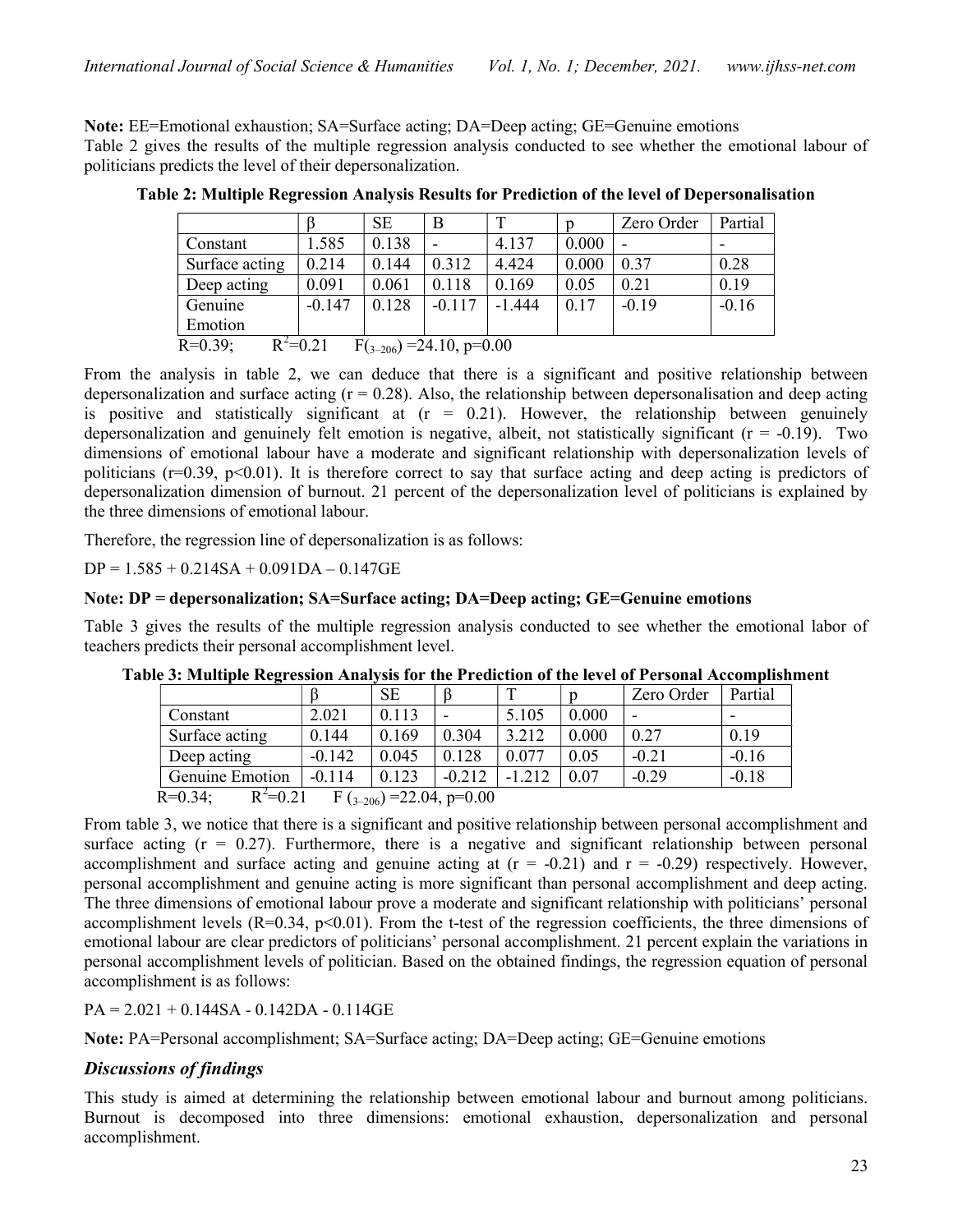**Note:** EE=Emotional exhaustion; SA=Surface acting; DA=Deep acting; GE=Genuine emotions

Table 2 gives the results of the multiple regression analysis conducted to see whether the emotional labour of politicians predicts the level of their depersonalization.

**Table 2: Multiple Regression Analysis Results for Prediction of the level of Depersonalisation**

| | β | SE | B | T | p | Zero Order | Partial |
|---|---|---|---|---|---|---|---|
| Constant | 1.585 | 0.138 | - | 4.137 | 0.000 | - | - |
| Surface acting | 0.214 | 0.144 | 0.312 | 4.424 | 0.000 | 0.37 | 0.28 |
| Deep acting | 0.091 | 0.061 | 0.118 | 0.169 | 0.05 | 0.21 | 0.19 |
| Genuine Emotion | -0.147 | 0.128 | -0.117 | -1.444 | 0.17 | -0.19 | -0.16 |

R=0.39; $R^2$=0.21 $F_{(3-206)}$ =24.10, p=0.00

From the analysis in table 2, we can deduce that there is a significant and positive relationship between depersonalization and surface acting (r = 0.28). Also, the relationship between depersonalisation and deep acting is positive and statistically significant at (r = 0.21). However, the relationship between genuinely depersonalization and genuinely felt emotion is negative, albeit, not statistically significant (r = -0.19). Two dimensions of emotional labour have a moderate and significant relationship with depersonalization levels of politicians (r=0.39, p<0.01). It is therefore correct to say that surface acting and deep acting is predictors of depersonalization dimension of burnout. 21 percent of the depersonalization level of politicians is explained by the three dimensions of emotional labour.

Therefore, the regression line of depersonalization is as follows:

DP = 1.585 + 0.214SA + 0.091DA – 0.147GE

**Note: DP = depersonalization; SA=Surface acting; DA=Deep acting; GE=Genuine emotions**

Table 3 gives the results of the multiple regression analysis conducted to see whether the emotional labor of teachers predicts their personal accomplishment level.

**Table 3: Multiple Regression Analysis for the Prediction of the level of Personal Accomplishment**

| | β | SE | β | T | p | Zero Order | Partial |
|---|---|---|---|---|---|---|---|
| Constant | 2.021 | 0.113 | - | 5.105 | 0.000 | - | - |
| Surface acting | 0.144 | 0.169 | 0.304 | 3.212 | 0.000 | 0.27 | 0.19 |
| Deep acting | -0.142 | 0.045 | 0.128 | 0.077 | 0.05 | -0.21 | -0.16 |
| Genuine Emotion | -0.114 | 0.123 | -0.212 | -1.212 | 0.07 | -0.29 | -0.18 |

R=0.34; $R^2$=0.21 F $_{(3-206)}$ =22.04, p=0.00

From table 3, we notice that there is a significant and positive relationship between personal accomplishment and surface acting (r = 0.27). Furthermore, there is a negative and significant relationship between personal accomplishment and surface acting and genuine acting at (r = -0.21) and r = -0.29) respectively. However, personal accomplishment and genuine acting is more significant than personal accomplishment and deep acting. The three dimensions of emotional labour prove a moderate and significant relationship with politicians' personal accomplishment levels (R=0.34, p<0.01). From the t-test of the regression coefficients, the three dimensions of emotional labour are clear predictors of politicians' personal accomplishment. 21 percent explain the variations in personal accomplishment levels of politician. Based on the obtained findings, the regression equation of personal accomplishment is as follows:

PA = 2.021 + 0.144SA - 0.142DA - 0.114GE

**Note:** PA=Personal accomplishment; SA=Surface acting; DA=Deep acting; GE=Genuine emotions

## *Discussions of findings*

This study is aimed at determining the relationship between emotional labour and burnout among politicians. Burnout is decomposed into three dimensions: emotional exhaustion, depersonalization and personal accomplishment.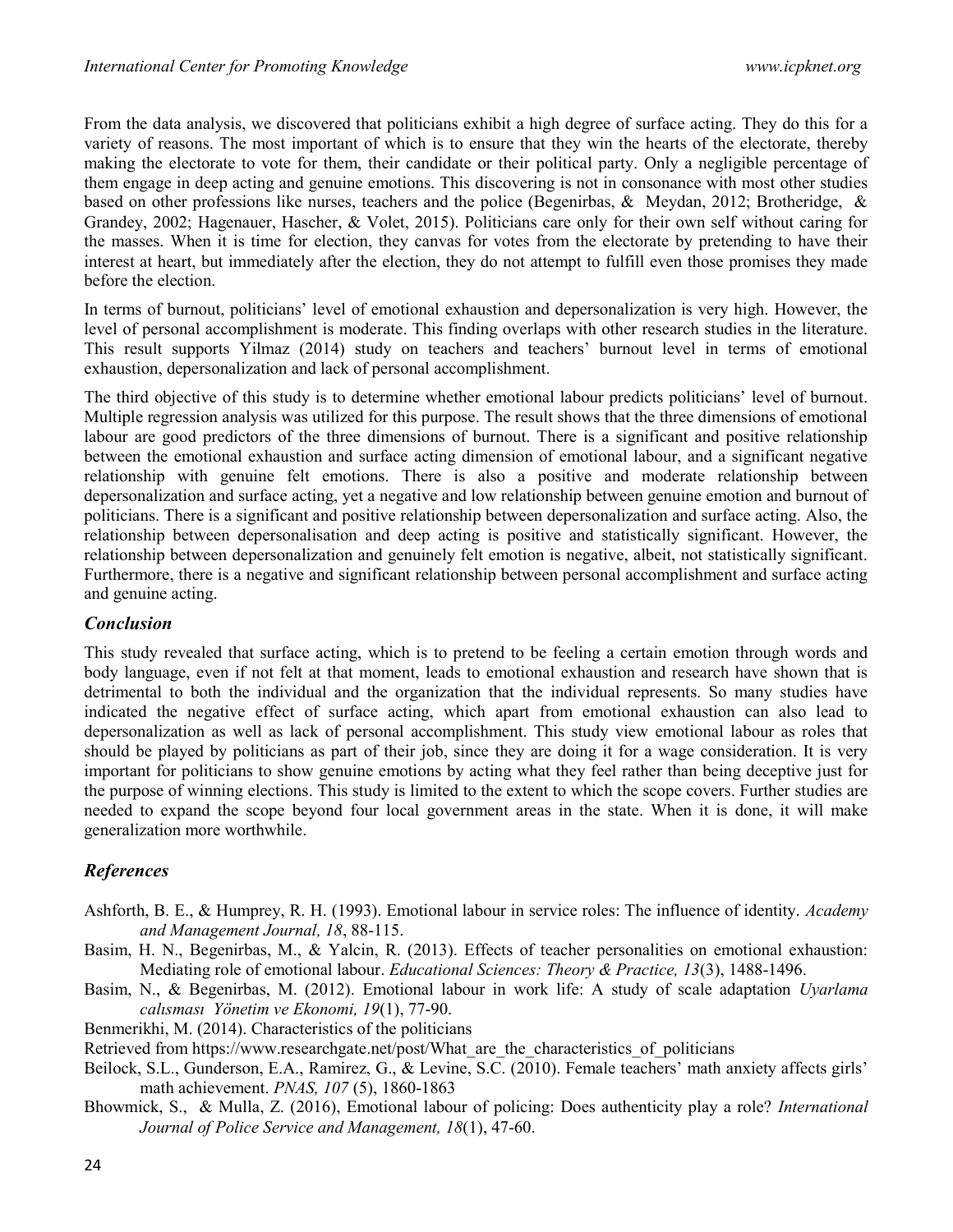From the data analysis, we discovered that politicians exhibit a high degree of surface acting. They do this for a variety of reasons. The most important of which is to ensure that they win the hearts of the electorate, thereby making the electorate to vote for them, their candidate or their political party. Only a negligible percentage of them engage in deep acting and genuine emotions. This discovering is not in consonance with most other studies based on other professions like nurses, teachers and the police (Begenirbas, & Meydan, 2012; Brotheridge, & Grandey, 2002; Hagenauer, Hascher, & Volet, 2015). Politicians care only for their own self without caring for the masses. When it is time for election, they canvas for votes from the electorate by pretending to have their interest at heart, but immediately after the election, they do not attempt to fulfill even those promises they made before the election.

In terms of burnout, politicians' level of emotional exhaustion and depersonalization is very high. However, the level of personal accomplishment is moderate. This finding overlaps with other research studies in the literature. This result supports Yilmaz (2014) study on teachers and teachers' burnout level in terms of emotional exhaustion, depersonalization and lack of personal accomplishment.

The third objective of this study is to determine whether emotional labour predicts politicians' level of burnout. Multiple regression analysis was utilized for this purpose. The result shows that the three dimensions of emotional labour are good predictors of the three dimensions of burnout. There is a significant and positive relationship between the emotional exhaustion and surface acting dimension of emotional labour, and a significant negative relationship with genuine felt emotions. There is also a positive and moderate relationship between depersonalization and surface acting, yet a negative and low relationship between genuine emotion and burnout of politicians. There is a significant and positive relationship between depersonalization and surface acting. Also, the relationship between depersonalisation and deep acting is positive and statistically significant. However, the relationship between depersonalization and genuinely felt emotion is negative, albeit, not statistically significant. Furthermore, there is a negative and significant relationship between personal accomplishment and surface acting and genuine acting.

## *Conclusion*

This study revealed that surface acting, which is to pretend to be feeling a certain emotion through words and body language, even if not felt at that moment, leads to emotional exhaustion and research have shown that is detrimental to both the individual and the organization that the individual represents. So many studies have indicated the negative effect of surface acting, which apart from emotional exhaustion can also lead to depersonalization as well as lack of personal accomplishment. This study view emotional labour as roles that should be played by politicians as part of their job, since they are doing it for a wage consideration. It is very important for politicians to show genuine emotions by acting what they feel rather than being deceptive just for the purpose of winning elections. This study is limited to the extent to which the scope covers. Further studies are needed to expand the scope beyond four local government areas in the state. When it is done, it will make generalization more worthwhile.

## *References*

Ashforth, B. E., & Humprey, R. H. (1993). Emotional labour in service roles: The influence of identity. *Academy and Management Journal, 18*, 88-115.

Basim, H. N., Begenirbas, M., & Yalcin, R. (2013). Effects of teacher personalities on emotional exhaustion: Mediating role of emotional labour. *Educational Sciences: Theory & Practice, 13*(3), 1488-1496.

Basim, N., & Begenirbas, M. (2012). Emotional labour in work life: A study of scale adaptation *Uyarlama calısması Yönetim ve Ekonomi, 19*(1), 77-90.

Benmerikhi, M. (2014). Characteristics of the politicians

Retrieved from https://www.researchgate.net/post/What_are_the_characteristics_of_politicians

Beilock, S.L., Gunderson, E.A., Ramirez, G., & Levine, S.C. (2010). Female teachers' math anxiety affects girls' math achievement. *PNAS, 107* (5), 1860-1863

Bhowmick, S., & Mulla, Z. (2016), Emotional labour of policing: Does authenticity play a role? *International Journal of Police Service and Management, 18*(1), 47-60.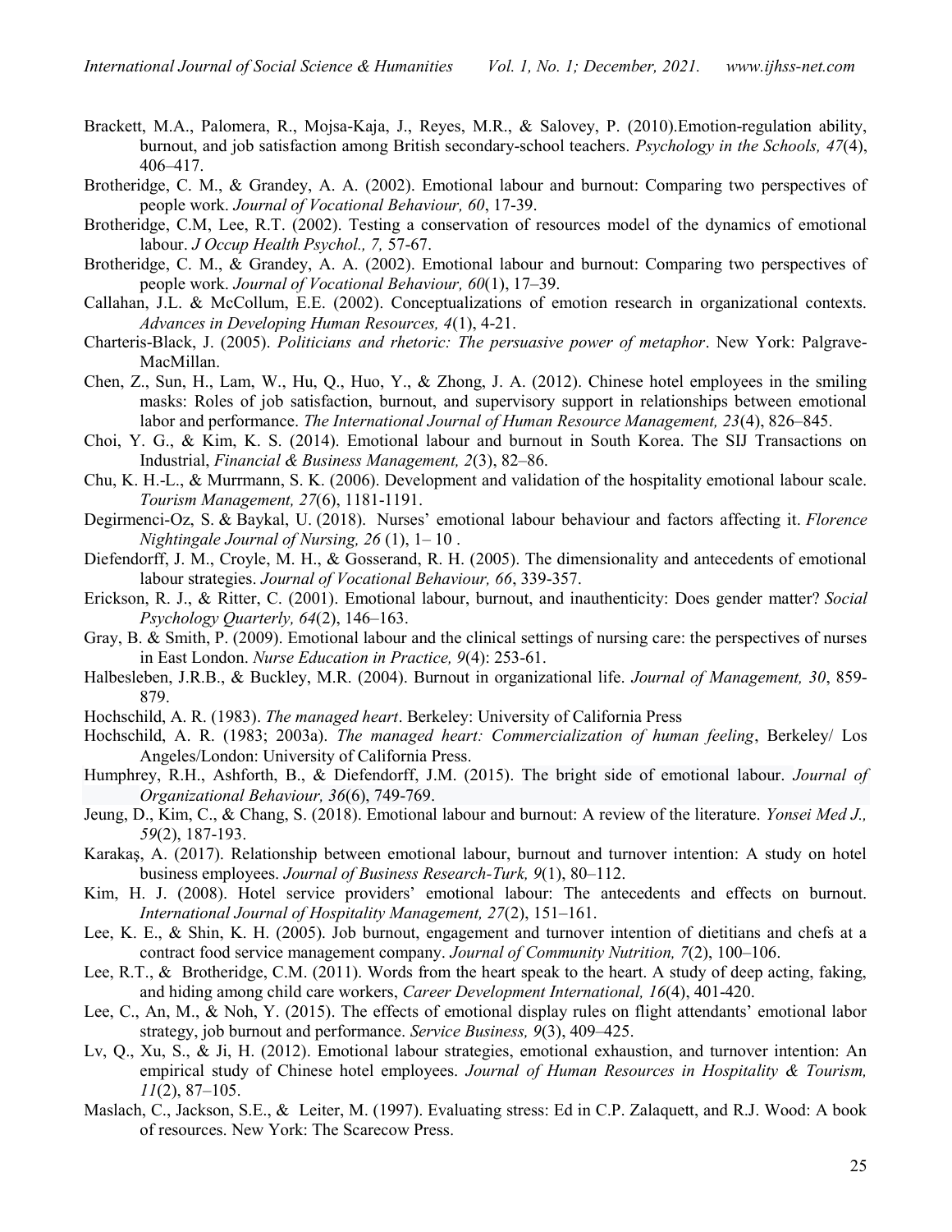Brackett, M.A., Palomera, R., Mojsa-Kaja, J., Reyes, M.R., & Salovey, P. (2010).Emotion-regulation ability, burnout, and job satisfaction among British secondary-school teachers. *Psychology in the Schools, 47*(4), 406–417.

Brotheridge, C. M., & Grandey, A. A. (2002). Emotional labour and burnout: Comparing two perspectives of people work. *Journal of Vocational Behaviour, 60*, 17-39.

Brotheridge, C.M, Lee, R.T. (2002). Testing a conservation of resources model of the dynamics of emotional labour. *J Occup Health Psychol., 7,* 57-67.

Brotheridge, C. M., & Grandey, A. A. (2002). Emotional labour and burnout: Comparing two perspectives of people work. *Journal of Vocational Behaviour, 60*(1), 17–39.

Callahan, J.L. & McCollum, E.E. (2002). Conceptualizations of emotion research in organizational contexts. *Advances in Developing Human Resources, 4*(1), 4-21.

Charteris-Black, J. (2005). *Politicians and rhetoric: The persuasive power of metaphor*. New York: Palgrave-MacMillan.

Chen, Z., Sun, H., Lam, W., Hu, Q., Huo, Y., & Zhong, J. A. (2012). Chinese hotel employees in the smiling masks: Roles of job satisfaction, burnout, and supervisory support in relationships between emotional labor and performance. *The International Journal of Human Resource Management, 23*(4), 826–845.

Choi, Y. G., & Kim, K. S. (2014). Emotional labour and burnout in South Korea. The SIJ Transactions on Industrial, *Financial & Business Management, 2*(3), 82–86.

Chu, K. H.-L., & Murrmann, S. K. (2006). Development and validation of the hospitality emotional labour scale. *Tourism Management, 27*(6), 1181-1191.

Degirmenci-Oz, S. & Baykal, U. (2018). Nurses' emotional labour behaviour and factors affecting it. *Florence Nightingale Journal of Nursing, 26* (1), 1– 10 .

Diefendorff, J. M., Croyle, M. H., & Gosserand, R. H. (2005). The dimensionality and antecedents of emotional labour strategies. *Journal of Vocational Behaviour, 66*, 339-357.

Erickson, R. J., & Ritter, C. (2001). Emotional labour, burnout, and inauthenticity: Does gender matter? *Social Psychology Quarterly, 64*(2), 146–163.

Gray, B. & Smith, P. (2009). Emotional labour and the clinical settings of nursing care: the perspectives of nurses in East London. *Nurse Education in Practice, 9*(4): 253-61.

Halbesleben, J.R.B., & Buckley, M.R. (2004). Burnout in organizational life. *Journal of Management, 30*, 859-879.

Hochschild, A. R. (1983). *The managed heart*. Berkeley: University of California Press

Hochschild, A. R. (1983; 2003a). *The managed heart: Commercialization of human feeling*, Berkeley/ Los Angeles/London: University of California Press.

Humphrey, R.H., Ashforth, B., & Diefendorff, J.M. (2015). The bright side of emotional labour. *Journal of Organizational Behaviour, 36*(6), 749-769.

Jeung, D., Kim, C., & Chang, S. (2018). Emotional labour and burnout: A review of the literature. *Yonsei Med J., 59*(2), 187-193.

Karakaş, A. (2017). Relationship between emotional labour, burnout and turnover intention: A study on hotel business employees. *Journal of Business Research-Turk, 9*(1), 80–112.

Kim, H. J. (2008). Hotel service providers' emotional labour: The antecedents and effects on burnout. *International Journal of Hospitality Management, 27*(2), 151–161.

Lee, K. E., & Shin, K. H. (2005). Job burnout, engagement and turnover intention of dietitians and chefs at a contract food service management company. *Journal of Community Nutrition, 7*(2), 100–106.

Lee, R.T., & Brotheridge, C.M. (2011). Words from the heart speak to the heart. A study of deep acting, faking, and hiding among child care workers, *Career Development International, 16*(4), 401-420.

Lee, C., An, M., & Noh, Y. (2015). The effects of emotional display rules on flight attendants' emotional labor strategy, job burnout and performance. *Service Business, 9*(3), 409–425.

Lv, Q., Xu, S., & Ji, H. (2012). Emotional labour strategies, emotional exhaustion, and turnover intention: An empirical study of Chinese hotel employees. *Journal of Human Resources in Hospitality & Tourism, 11*(2), 87–105.

Maslach, C., Jackson, S.E., & Leiter, M. (1997). Evaluating stress: Ed in C.P. Zalaquett, and R.J. Wood: A book of resources. New York: The Scarecow Press.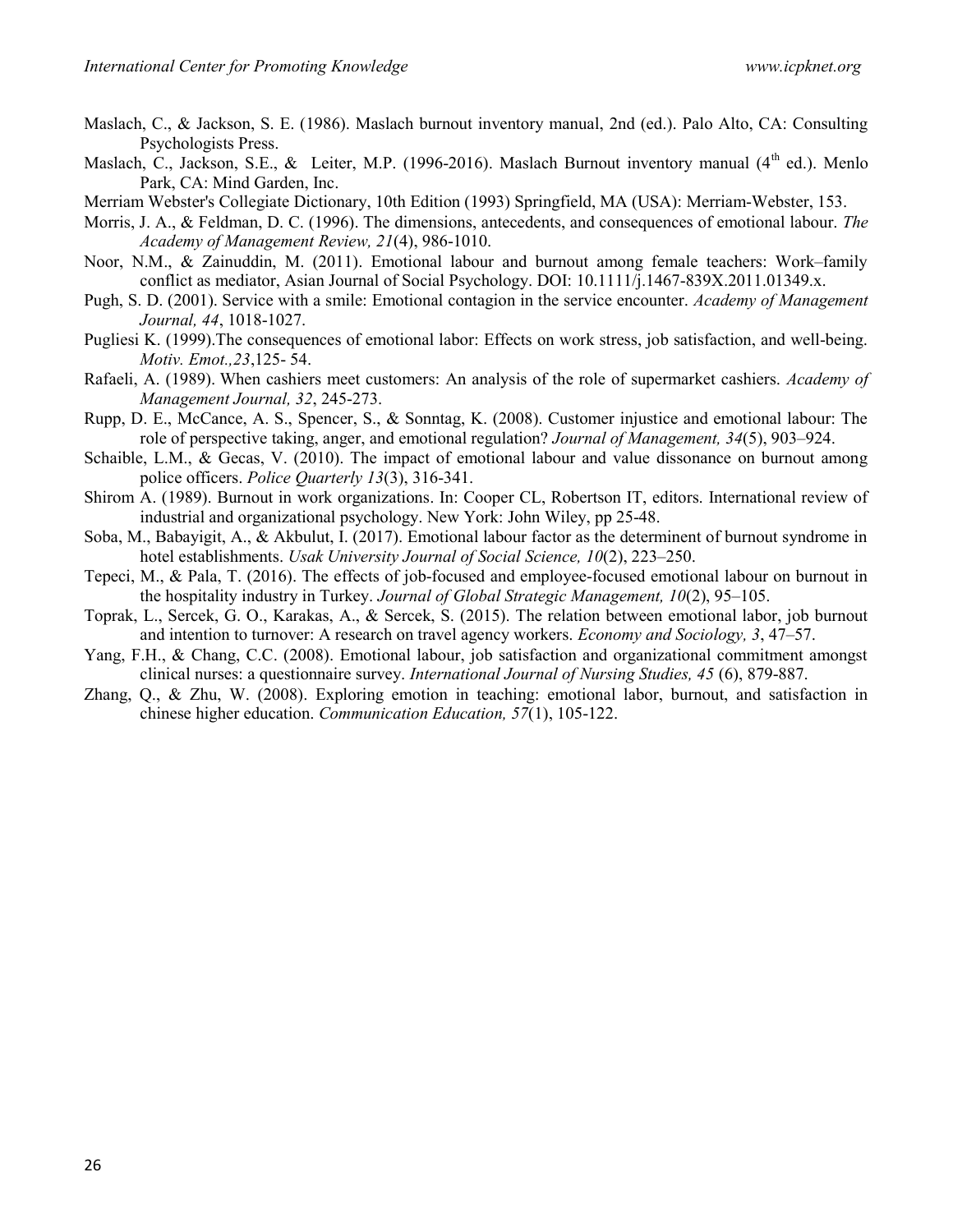Maslach, C., & Jackson, S. E. (1986). Maslach burnout inventory manual, 2nd (ed.). Palo Alto, CA: Consulting Psychologists Press.

Maslach, C., Jackson, S.E., & Leiter, M.P. (1996-2016). Maslach Burnout inventory manual (4th ed.). Menlo Park, CA: Mind Garden, Inc.

Merriam Webster's Collegiate Dictionary, 10th Edition (1993) Springfield, MA (USA): Merriam-Webster, 153.

Morris, J. A., & Feldman, D. C. (1996). The dimensions, antecedents, and consequences of emotional labour. *The Academy of Management Review, 21*(4), 986-1010.

Noor, N.M., & Zainuddin, M. (2011). Emotional labour and burnout among female teachers: Work–family conflict as mediator, Asian Journal of Social Psychology. DOI: 10.1111/j.1467-839X.2011.01349.x.

Pugh, S. D. (2001). Service with a smile: Emotional contagion in the service encounter. *Academy of Management Journal, 44*, 1018-1027.

Pugliesi K. (1999).The consequences of emotional labor: Effects on work stress, job satisfaction, and well-being. *Motiv. Emot.,23*,125- 54.

Rafaeli, A. (1989). When cashiers meet customers: An analysis of the role of supermarket cashiers. *Academy of Management Journal, 32*, 245-273.

Rupp, D. E., McCance, A. S., Spencer, S., & Sonntag, K. (2008). Customer injustice and emotional labour: The role of perspective taking, anger, and emotional regulation? *Journal of Management, 34*(5), 903–924.

Schaible, L.M., & Gecas, V. (2010). The impact of emotional labour and value dissonance on burnout among police officers. *Police Quarterly 13*(3), 316-341.

Shirom A. (1989). Burnout in work organizations. In: Cooper CL, Robertson IT, editors. International review of industrial and organizational psychology. New York: John Wiley, pp 25-48.

Soba, M., Babayigit, A., & Akbulut, I. (2017). Emotional labour factor as the determinent of burnout syndrome in hotel establishments. *Usak University Journal of Social Science, 10*(2), 223–250.

Tepeci, M., & Pala, T. (2016). The effects of job-focused and employee-focused emotional labour on burnout in the hospitality industry in Turkey. *Journal of Global Strategic Management, 10*(2), 95–105.

Toprak, L., Sercek, G. O., Karakas, A., & Sercek, S. (2015). The relation between emotional labor, job burnout and intention to turnover: A research on travel agency workers. *Economy and Sociology, 3*, 47–57.

Yang, F.H., & Chang, C.C. (2008). Emotional labour, job satisfaction and organizational commitment amongst clinical nurses: a questionnaire survey. *International Journal of Nursing Studies, 45* (6), 879-887.

Zhang, Q., & Zhu, W. (2008). Exploring emotion in teaching: emotional labor, burnout, and satisfaction in chinese higher education. *Communication Education, 57*(1), 105-122.